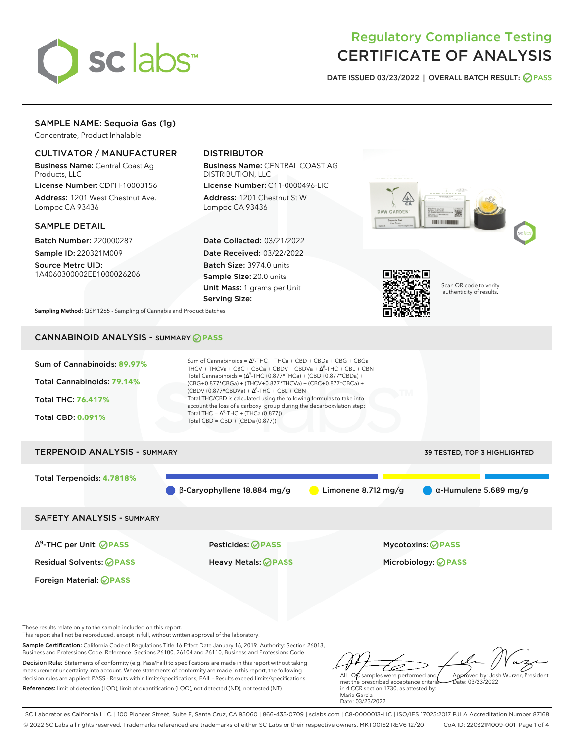# Regulatory Compliance Testing
# CERTIFICATE OF ANALYSIS

DATE ISSUED 03/23/2022 | OVERALL BATCH RESULT: PASS

## SAMPLE NAME: Sequoia Gas (1g)

Concentrate, Product Inhalable

### CULTIVATOR / MANUFACTURER

**Business Name:** Central Coast Ag Products, LLC

**License Number:** CDPH-10003156

**Address:** 1201 West Chestnut Ave. Lompoc CA 93436

### DISTRIBUTOR

**Business Name:** CENTRAL COAST AG DISTRIBUTION, LLC

**License Number:** C11-0000496-LIC

**Address:** 1201 Chestnut St W Lompoc CA 93436

### SAMPLE DETAIL

**Batch Number:** 220000287

**Sample ID:** 220321M009

**Source Metrc UID:** 1A4060300002EE1000026206

**Date Collected:** 03/21/2022

**Date Received:** 03/22/2022

**Batch Size:** 3974.0 units

**Sample Size:** 20.0 units

**Unit Mass:** 1 grams per Unit

**Serving Size:**

Scan QR code to verify authenticity of results.

**Sampling Method:** QSP 1265 - Sampling of Cannabis and Product Batches

## CANNABINOID ANALYSIS - SUMMARY PASS

Sum of Cannabinoids: **89.97%**

Total Cannabinoids: **79.14%**

Total THC: **76.417%**

Total CBD: **0.091%**

Sum of Cannabinoids = $\Delta^9$-THC + THCa + CBD + CBDa + CBG + CBGa + THCV + THCVa + CBC + CBCa + CBDV + CBDVa + $\Delta^8$-THC + CBL + CBN

Total Cannabinoids = ($\Delta^9$-THC+0.877*THCa) + (CBD+0.877*CBDa) + (CBG+0.877*CBGa) + (THCV+0.877*THCVa) + (CBC+0.877*CBCa) + (CBDV+0.877*CBDVa) + $\Delta^8$-THC + CBL + CBN

Total THC/CBD is calculated using the following formulas to take into account the loss of a carboxyl group during the decarboxylation step:

Total THC = $\Delta^9$-THC + (THCa (0.877))

Total CBD = CBD + (CBDa (0.877))

## TERPENOID ANALYSIS - SUMMARY

39 TESTED, TOP 3 HIGHLIGHTED

Total Terpenoids: **4.7818%**

β-Caryophyllene 18.884 mg/g | Limonene 8.712 mg/g | α-Humulene 5.689 mg/g

## SAFETY ANALYSIS - SUMMARY

| | | |
|---|---|---|
| $\Delta^9$-THC per Unit: PASS | Pesticides: PASS | Mycotoxins: PASS |
| Residual Solvents: PASS | Heavy Metals: PASS | Microbiology: PASS |
| Foreign Material: PASS | | |

These results relate only to the sample included on this report.
This report shall not be reproduced, except in full, without written approval of the laboratory.

**Sample Certification:** California Code of Regulations Title 16 Effect Date January 16, 2019. Authority: Section 26013, Business and Professions Code. Reference: Sections 26100, 26104 and 26110, Business and Professions Code.

**Decision Rule:** Statements of conformity (e.g. Pass/Fail) to specifications are made in this report without taking measurement uncertainty into account. Where statements of conformity are made in this report, the following decision rules are applied: PASS - Results within limits/specifications, FAIL - Results exceed limits/specifications.

**References:** limit of detection (LOD), limit of quantification (LOQ), not detected (ND), not tested (NT)

All LQC samples were performed and met the prescribed acceptance criteria in 4 CCR section 1730, as attested by: Maria Garcia Date: 03/23/2022

Approved by: Josh Wurzer, President Date: 03/23/2022

SC Laboratories California LLC. | 100 Pioneer Street, Suite E, Santa Cruz, CA 95060 | 866-435-0709 | sclabs.com | C8-0000013-LIC | ISO/IES 17025:2017 PJLA Accreditation Number 87168
© 2022 SC Labs all rights reserved. Trademarks referenced are trademarks of either SC Labs or their respective owners. MKT00162 REV6 12/20 CoA ID: 220321M009-001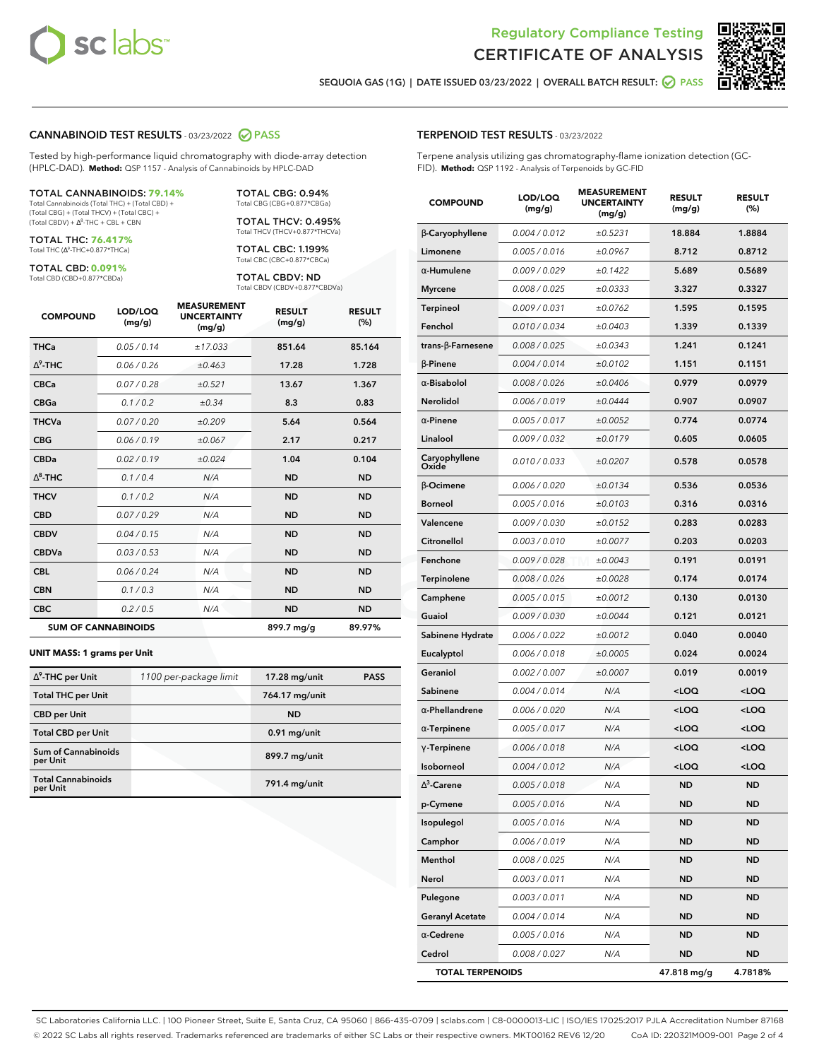Regulatory Compliance Testing
# CERTIFICATE OF ANALYSIS

SEQUOIA GAS (1G) | DATE ISSUED 03/23/2022 | OVERALL BATCH RESULT: PASS

## CANNABINOID TEST RESULTS - 03/23/2022 PASS

Tested by high-performance liquid chromatography with diode-array detection (HPLC-DAD). **Method:** QSP 1157 - Analysis of Cannabinoids by HPLC-DAD

**TOTAL CANNABINOIDS: 79.14%**
Total Cannabinoids (Total THC) + (Total CBD) + (Total CBG) + (Total THCV) + (Total CBC) + (Total CBDV) + Δ8-THC + CBL + CBN

**TOTAL THC: 76.417%**
Total THC (Δ9-THC+0.877*THCa)

**TOTAL CBD: 0.091%**
Total CBD (CBD+0.877*CBDa)

**TOTAL CBG: 0.94%**
Total CBG (CBG+0.877*CBGa)

**TOTAL THCV: 0.495%**
Total THCV (THCV+0.877*THCVa)

**TOTAL CBC: 1.199%**
Total CBC (CBC+0.877*CBCa)

**TOTAL CBDV: ND**
Total CBDV (CBDV+0.877*CBDVa)

| COMPOUND | LOD/LOQ (mg/g) | MEASUREMENT UNCERTAINTY (mg/g) | RESULT (mg/g) | RESULT (%) |
|---|---|---|---|---|
| THCa | 0.05 / 0.14 | ±17.033 | 851.64 | 85.164 |
| Δ9-THC | 0.06 / 0.26 | ±0.463 | 17.28 | 1.728 |
| CBCa | 0.07 / 0.28 | ±0.521 | 13.67 | 1.367 |
| CBGa | 0.1 / 0.2 | ±0.34 | 8.3 | 0.83 |
| THCVa | 0.07 / 0.20 | ±0.209 | 5.64 | 0.564 |
| CBG | 0.06 / 0.19 | ±0.067 | 2.17 | 0.217 |
| CBDa | 0.02 / 0.19 | ±0.024 | 1.04 | 0.104 |
| Δ8-THC | 0.1 / 0.4 | N/A | ND | ND |
| THCV | 0.1 / 0.2 | N/A | ND | ND |
| CBD | 0.07 / 0.29 | N/A | ND | ND |
| CBDV | 0.04 / 0.15 | N/A | ND | ND |
| CBDVa | 0.03 / 0.53 | N/A | ND | ND |
| CBL | 0.06 / 0.24 | N/A | ND | ND |
| CBN | 0.1 / 0.3 | N/A | ND | ND |
| CBC | 0.2 / 0.5 | N/A | ND | ND |
| **SUM OF CANNABINOIDS** | | | 899.7 mg/g | 89.97% |

### UNIT MASS: 1 grams per Unit

| | | | |
|---|---|---|---|
| Δ9-THC per Unit | 1100 per-package limit | 17.28 mg/unit | PASS |
| Total THC per Unit | | 764.17 mg/unit | |
| CBD per Unit | | ND | |
| Total CBD per Unit | | 0.91 mg/unit | |
| Sum of Cannabinoids per Unit | | 899.7 mg/unit | |
| Total Cannabinoids per Unit | | 791.4 mg/unit | |

## TERPENOID TEST RESULTS - 03/23/2022

Terpene analysis utilizing gas chromatography-flame ionization detection (GC-FID). **Method:** QSP 1192 - Analysis of Terpenoids by GC-FID

| COMPOUND | LOD/LOQ (mg/g) | MEASUREMENT UNCERTAINTY (mg/g) | RESULT (mg/g) | RESULT (%) |
|---|---|---|---|---|
| β-Caryophyllene | 0.004 / 0.012 | ±0.5231 | 18.884 | 1.8884 |
| Limonene | 0.005 / 0.016 | ±0.0967 | 8.712 | 0.8712 |
| α-Humulene | 0.009 / 0.029 | ±0.1422 | 5.689 | 0.5689 |
| Myrcene | 0.008 / 0.025 | ±0.0333 | 3.327 | 0.3327 |
| Terpineol | 0.009 / 0.031 | ±0.0762 | 1.595 | 0.1595 |
| Fenchol | 0.010 / 0.034 | ±0.0403 | 1.339 | 0.1339 |
| trans-β-Farnesene | 0.008 / 0.025 | ±0.0343 | 1.241 | 0.1241 |
| β-Pinene | 0.004 / 0.014 | ±0.0102 | 1.151 | 0.1151 |
| α-Bisabolol | 0.008 / 0.026 | ±0.0406 | 0.979 | 0.0979 |
| Nerolidol | 0.006 / 0.019 | ±0.0444 | 0.907 | 0.0907 |
| α-Pinene | 0.005 / 0.017 | ±0.0052 | 0.774 | 0.0774 |
| Linalool | 0.009 / 0.032 | ±0.0179 | 0.605 | 0.0605 |
| Caryophyllene Oxide | 0.010 / 0.033 | ±0.0207 | 0.578 | 0.0578 |
| β-Ocimene | 0.006 / 0.020 | ±0.0134 | 0.536 | 0.0536 |
| Borneol | 0.005 / 0.016 | ±0.0103 | 0.316 | 0.0316 |
| Valencene | 0.009 / 0.030 | ±0.0152 | 0.283 | 0.0283 |
| Citronellol | 0.003 / 0.010 | ±0.0077 | 0.203 | 0.0203 |
| Fenchone | 0.009 / 0.028 | ±0.0043 | 0.191 | 0.0191 |
| Terpinolene | 0.008 / 0.026 | ±0.0028 | 0.174 | 0.0174 |
| Camphene | 0.005 / 0.015 | ±0.0012 | 0.130 | 0.0130 |
| Guaiol | 0.009 / 0.030 | ±0.0044 | 0.121 | 0.0121 |
| Sabinene Hydrate | 0.006 / 0.022 | ±0.0012 | 0.040 | 0.0040 |
| Eucalyptol | 0.006 / 0.018 | ±0.0005 | 0.024 | 0.0024 |
| Geraniol | 0.002 / 0.007 | ±0.0007 | 0.019 | 0.0019 |
| Sabinene | 0.004 / 0.014 | N/A | <LOQ | <LOQ |
| α-Phellandrene | 0.006 / 0.020 | N/A | <LOQ | <LOQ |
| α-Terpinene | 0.005 / 0.017 | N/A | <LOQ | <LOQ |
| γ-Terpinene | 0.006 / 0.018 | N/A | <LOQ | <LOQ |
| Isoborneol | 0.004 / 0.012 | N/A | <LOQ | <LOQ |
| Δ3-Carene | 0.005 / 0.018 | N/A | ND | ND |
| p-Cymene | 0.005 / 0.016 | N/A | ND | ND |
| Isopulegol | 0.005 / 0.016 | N/A | ND | ND |
| Camphor | 0.006 / 0.019 | N/A | ND | ND |
| Menthol | 0.008 / 0.025 | N/A | ND | ND |
| Nerol | 0.003 / 0.011 | N/A | ND | ND |
| Pulegone | 0.003 / 0.011 | N/A | ND | ND |
| Geranyl Acetate | 0.004 / 0.014 | N/A | ND | ND |
| α-Cedrene | 0.005 / 0.016 | N/A | ND | ND |
| Cedrol | 0.008 / 0.027 | N/A | ND | ND |
| **TOTAL TERPENOIDS** | | | 47.818 mg/g | 4.7818% |

SC Laboratories California LLC. | 100 Pioneer Street, Suite E, Santa Cruz, CA 95060 | 866-435-0709 | sclabs.com | C8-0000013-LIC | ISO/IES 17025:2017 PJLA Accreditation Number 87168
© 2022 SC Labs all rights reserved. Trademarks referenced are trademarks of either SC Labs or their respective owners. MKT00162 REV6 12/20 CoA ID: 220321M009-001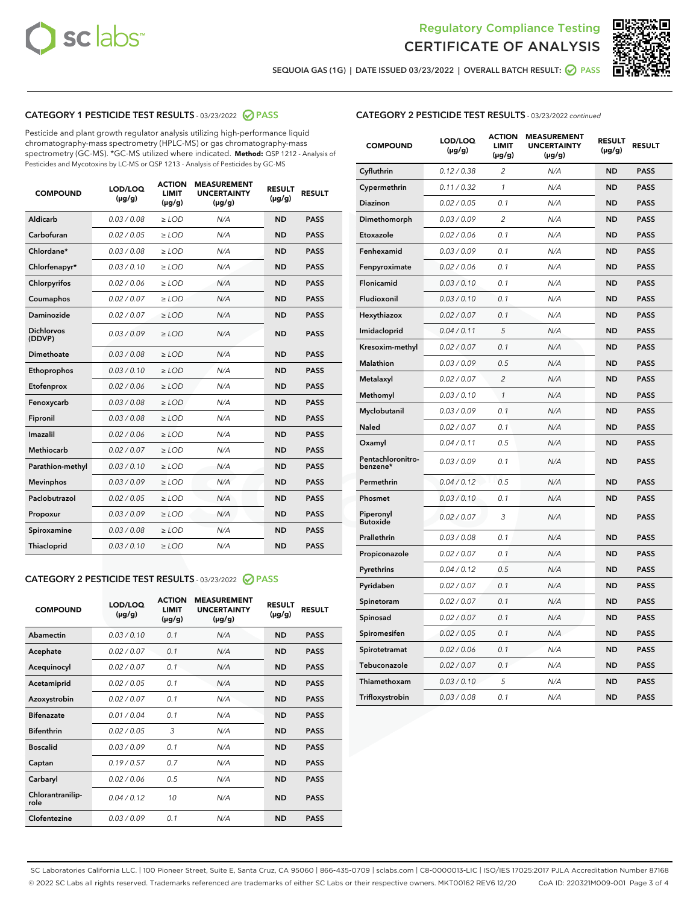Regulatory Compliance Testing
CERTIFICATE OF ANALYSIS

SEQUOIA GAS (1G) | DATE ISSUED 03/23/2022 | OVERALL BATCH RESULT: PASS

## CATEGORY 1 PESTICIDE TEST RESULTS - 03/23/2022 PASS

Pesticide and plant growth regulator analysis utilizing high-performance liquid chromatography-mass spectrometry (HPLC-MS) or gas chromatography-mass spectrometry (GC-MS). *GC-MS utilized where indicated. **Method:** QSP 1212 - Analysis of Pesticides and Mycotoxins by LC-MS or QSP 1213 - Analysis of Pesticides by GC-MS

| COMPOUND | LOD/LOQ (µg/g) | ACTION LIMIT (µg/g) | MEASUREMENT UNCERTAINTY (µg/g) | RESULT (µg/g) | RESULT |
|---|---|---|---|---|---|
| Aldicarb | 0.03 / 0.08 | ≥ LOD | N/A | ND | PASS |
| Carbofuran | 0.02 / 0.05 | ≥ LOD | N/A | ND | PASS |
| Chlordane* | 0.03 / 0.08 | ≥ LOD | N/A | ND | PASS |
| Chlorfenapyr* | 0.03 / 0.10 | ≥ LOD | N/A | ND | PASS |
| Chlorpyrifos | 0.02 / 0.06 | ≥ LOD | N/A | ND | PASS |
| Coumaphos | 0.02 / 0.07 | ≥ LOD | N/A | ND | PASS |
| Daminozide | 0.02 / 0.07 | ≥ LOD | N/A | ND | PASS |
| Dichlorvos (DDVP) | 0.03 / 0.09 | ≥ LOD | N/A | ND | PASS |
| Dimethoate | 0.03 / 0.08 | ≥ LOD | N/A | ND | PASS |
| Ethoprophos | 0.03 / 0.10 | ≥ LOD | N/A | ND | PASS |
| Etofenprox | 0.02 / 0.06 | ≥ LOD | N/A | ND | PASS |
| Fenoxycarb | 0.03 / 0.08 | ≥ LOD | N/A | ND | PASS |
| Fipronil | 0.03 / 0.08 | ≥ LOD | N/A | ND | PASS |
| Imazalil | 0.02 / 0.06 | ≥ LOD | N/A | ND | PASS |
| Methiocarb | 0.02 / 0.07 | ≥ LOD | N/A | ND | PASS |
| Parathion-methyl | 0.03 / 0.10 | ≥ LOD | N/A | ND | PASS |
| Mevinphos | 0.03 / 0.09 | ≥ LOD | N/A | ND | PASS |
| Paclobutrazol | 0.02 / 0.05 | ≥ LOD | N/A | ND | PASS |
| Propoxur | 0.03 / 0.09 | ≥ LOD | N/A | ND | PASS |
| Spiroxamine | 0.03 / 0.08 | ≥ LOD | N/A | ND | PASS |
| Thiacloprid | 0.03 / 0.10 | ≥ LOD | N/A | ND | PASS |

## CATEGORY 2 PESTICIDE TEST RESULTS - 03/23/2022 PASS

| COMPOUND | LOD/LOQ (µg/g) | ACTION LIMIT (µg/g) | MEASUREMENT UNCERTAINTY (µg/g) | RESULT (µg/g) | RESULT |
|---|---|---|---|---|---|
| Abamectin | 0.03 / 0.10 | 0.1 | N/A | ND | PASS |
| Acephate | 0.02 / 0.07 | 0.1 | N/A | ND | PASS |
| Acequinocyl | 0.02 / 0.07 | 0.1 | N/A | ND | PASS |
| Acetamiprid | 0.02 / 0.05 | 0.1 | N/A | ND | PASS |
| Azoxystrobin | 0.02 / 0.07 | 0.1 | N/A | ND | PASS |
| Bifenazate | 0.01 / 0.04 | 0.1 | N/A | ND | PASS |
| Bifenthrin | 0.02 / 0.05 | 3 | N/A | ND | PASS |
| Boscalid | 0.03 / 0.09 | 0.1 | N/A | ND | PASS |
| Captan | 0.19 / 0.57 | 0.7 | N/A | ND | PASS |
| Carbaryl | 0.02 / 0.06 | 0.5 | N/A | ND | PASS |
| Chlorantraniliprole | 0.04 / 0.12 | 10 | N/A | ND | PASS |
| Clofentezine | 0.03 / 0.09 | 0.1 | N/A | ND | PASS |
| Cyfluthrin | 0.12 / 0.38 | 2 | N/A | ND | PASS |
| Cypermethrin | 0.11 / 0.32 | 1 | N/A | ND | PASS |
| Diazinon | 0.02 / 0.05 | 0.1 | N/A | ND | PASS |
| Dimethomorph | 0.03 / 0.09 | 2 | N/A | ND | PASS |
| Etoxazole | 0.02 / 0.06 | 0.1 | N/A | ND | PASS |
| Fenhexamid | 0.03 / 0.09 | 0.1 | N/A | ND | PASS |
| Fenpyroximate | 0.02 / 0.06 | 0.1 | N/A | ND | PASS |
| Flonicamid | 0.03 / 0.10 | 0.1 | N/A | ND | PASS |
| Fludioxonil | 0.03 / 0.10 | 0.1 | N/A | ND | PASS |
| Hexythiazox | 0.02 / 0.07 | 0.1 | N/A | ND | PASS |
| Imidacloprid | 0.04 / 0.11 | 5 | N/A | ND | PASS |
| Kresoxim-methyl | 0.02 / 0.07 | 0.1 | N/A | ND | PASS |
| Malathion | 0.03 / 0.09 | 0.5 | N/A | ND | PASS |
| Metalaxyl | 0.02 / 0.07 | 2 | N/A | ND | PASS |
| Methomyl | 0.03 / 0.10 | 1 | N/A | ND | PASS |
| Myclobutanil | 0.03 / 0.09 | 0.1 | N/A | ND | PASS |
| Naled | 0.02 / 0.07 | 0.1 | N/A | ND | PASS |
| Oxamyl | 0.04 / 0.11 | 0.5 | N/A | ND | PASS |
| Pentachloronitrobenzene* | 0.03 / 0.09 | 0.1 | N/A | ND | PASS |
| Permethrin | 0.04 / 0.12 | 0.5 | N/A | ND | PASS |
| Phosmet | 0.03 / 0.10 | 0.1 | N/A | ND | PASS |
| Piperonyl Butoxide | 0.02 / 0.07 | 3 | N/A | ND | PASS |
| Prallethrin | 0.03 / 0.08 | 0.1 | N/A | ND | PASS |
| Propiconazole | 0.02 / 0.07 | 0.1 | N/A | ND | PASS |
| Pyrethrins | 0.04 / 0.12 | 0.5 | N/A | ND | PASS |
| Pyridaben | 0.02 / 0.07 | 0.1 | N/A | ND | PASS |
| Spinetoram | 0.02 / 0.07 | 0.1 | N/A | ND | PASS |
| Spinosad | 0.02 / 0.07 | 0.1 | N/A | ND | PASS |
| Spiromesifen | 0.02 / 0.05 | 0.1 | N/A | ND | PASS |
| Spirotetramat | 0.02 / 0.06 | 0.1 | N/A | ND | PASS |
| Tebuconazole | 0.02 / 0.07 | 0.1 | N/A | ND | PASS |
| Thiamethoxam | 0.03 / 0.10 | 5 | N/A | ND | PASS |
| Trifloxystrobin | 0.03 / 0.08 | 0.1 | N/A | ND | PASS |

SC Laboratories California LLC. | 100 Pioneer Street, Suite E, Santa Cruz, CA 95060 | 866-435-0709 | sclabs.com | C8-0000013-LIC | ISO/IES 17025:2017 PJLA Accreditation Number 87168
© 2022 SC Labs all rights reserved. Trademarks referenced are trademarks of either SC Labs or their respective owners. MKT00162 REV6 12/20 CoA ID: 220321M009-001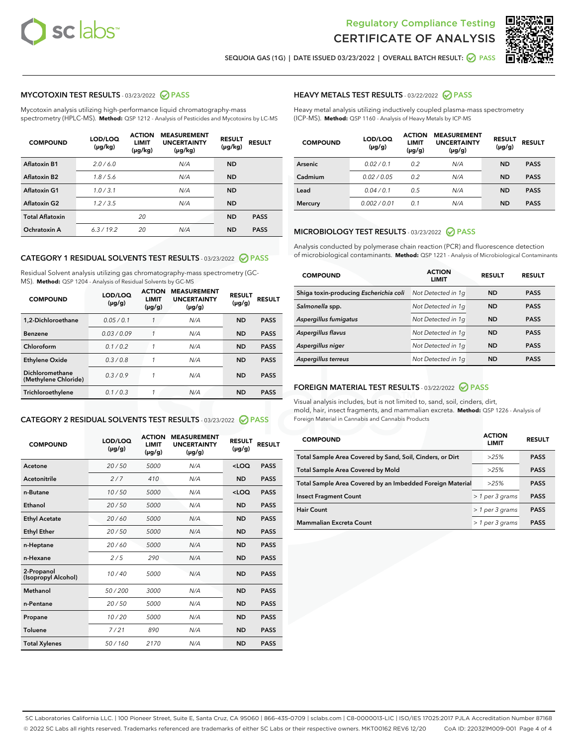Regulatory Compliance Testing

# CERTIFICATE OF ANALYSIS

SEQUOIA GAS (1G) | DATE ISSUED 03/23/2022 | OVERALL BATCH RESULT: PASS

## MYCOTOXIN TEST RESULTS - 03/23/2022 PASS

Mycotoxin analysis utilizing high-performance liquid chromatography-mass spectrometry (HPLC-MS). **Method:** QSP 1212 - Analysis of Pesticides and Mycotoxins by LC-MS

| COMPOUND | LOD/LOQ (µg/kg) | ACTION LIMIT (µg/kg) | MEASUREMENT UNCERTAINTY (µg/kg) | RESULT (µg/kg) | RESULT |
|---|---|---|---|---|---|
| Aflatoxin B1 | 2.0 / 6.0 | | N/A | ND | |
| Aflatoxin B2 | 1.8 / 5.6 | | N/A | ND | |
| Aflatoxin G1 | 1.0 / 3.1 | | N/A | ND | |
| Aflatoxin G2 | 1.2 / 3.5 | | N/A | ND | |
| Total Aflatoxin | | 20 | | ND | PASS |
| Ochratoxin A | 6.3 / 19.2 | 20 | N/A | ND | PASS |

## CATEGORY 1 RESIDUAL SOLVENTS TEST RESULTS - 03/23/2022 PASS

Residual Solvent analysis utilizing gas chromatography-mass spectrometry (GC-MS). **Method:** QSP 1204 - Analysis of Residual Solvents by GC-MS

| COMPOUND | LOD/LOQ (µg/g) | ACTION LIMIT (µg/g) | MEASUREMENT UNCERTAINTY (µg/g) | RESULT (µg/g) | RESULT |
|---|---|---|---|---|---|
| 1,2-Dichloroethane | 0.05 / 0.1 | 1 | N/A | ND | PASS |
| Benzene | 0.03 / 0.09 | 1 | N/A | ND | PASS |
| Chloroform | 0.1 / 0.2 | 1 | N/A | ND | PASS |
| Ethylene Oxide | 0.3 / 0.8 | 1 | N/A | ND | PASS |
| Dichloromethane (Methylene Chloride) | 0.3 / 0.9 | 1 | N/A | ND | PASS |
| Trichloroethylene | 0.1 / 0.3 | 1 | N/A | ND | PASS |

## CATEGORY 2 RESIDUAL SOLVENTS TEST RESULTS - 03/23/2022 PASS

| COMPOUND | LOD/LOQ (µg/g) | ACTION LIMIT (µg/g) | MEASUREMENT UNCERTAINTY (µg/g) | RESULT (µg/g) | RESULT |
|---|---|---|---|---|---|
| Acetone | 20 / 50 | 5000 | N/A | <LOQ | PASS |
| Acetonitrile | 2 / 7 | 410 | N/A | ND | PASS |
| n-Butane | 10 / 50 | 5000 | N/A | <LOQ | PASS |
| Ethanol | 20 / 50 | 5000 | N/A | ND | PASS |
| Ethyl Acetate | 20 / 60 | 5000 | N/A | ND | PASS |
| Ethyl Ether | 20 / 50 | 5000 | N/A | ND | PASS |
| n-Heptane | 20 / 60 | 5000 | N/A | ND | PASS |
| n-Hexane | 2 / 5 | 290 | N/A | ND | PASS |
| 2-Propanol (Isopropyl Alcohol) | 10 / 40 | 5000 | N/A | ND | PASS |
| Methanol | 50 / 200 | 3000 | N/A | ND | PASS |
| n-Pentane | 20 / 50 | 5000 | N/A | ND | PASS |
| Propane | 10 / 20 | 5000 | N/A | ND | PASS |
| Toluene | 7 / 21 | 890 | N/A | ND | PASS |
| Total Xylenes | 50 / 160 | 2170 | N/A | ND | PASS |

## HEAVY METALS TEST RESULTS - 03/22/2022 PASS

Heavy metal analysis utilizing inductively coupled plasma-mass spectrometry (ICP-MS). **Method:** QSP 1160 - Analysis of Heavy Metals by ICP-MS

| COMPOUND | LOD/LOQ (µg/g) | ACTION LIMIT (µg/g) | MEASUREMENT UNCERTAINTY (µg/g) | RESULT (µg/g) | RESULT |
|---|---|---|---|---|---|
| Arsenic | 0.02 / 0.1 | 0.2 | N/A | ND | PASS |
| Cadmium | 0.02 / 0.05 | 0.2 | N/A | ND | PASS |
| Lead | 0.04 / 0.1 | 0.5 | N/A | ND | PASS |
| Mercury | 0.002 / 0.01 | 0.1 | N/A | ND | PASS |

## MICROBIOLOGY TEST RESULTS - 03/23/2022 PASS

Analysis conducted by polymerase chain reaction (PCR) and fluorescence detection of microbiological contaminants. **Method:** QSP 1221 - Analysis of Microbiological Contaminants

| COMPOUND | ACTION LIMIT | RESULT | RESULT |
|---|---|---|---|
| Shiga toxin-producing *Escherichia coli* | Not Detected in 1g | ND | PASS |
| *Salmonella* spp. | Not Detected in 1g | ND | PASS |
| *Aspergillus fumigatus* | Not Detected in 1g | ND | PASS |
| *Aspergillus flavus* | Not Detected in 1g | ND | PASS |
| *Aspergillus niger* | Not Detected in 1g | ND | PASS |
| *Aspergillus terreus* | Not Detected in 1g | ND | PASS |

## FOREIGN MATERIAL TEST RESULTS - 03/22/2022 PASS

Visual analysis includes, but is not limited to, sand, soil, cinders, dirt, mold, hair, insect fragments, and mammalian excreta. **Method:** QSP 1226 - Analysis of Foreign Material in Cannabis and Cannabis Products

| COMPOUND | ACTION LIMIT | RESULT |
|---|---|---|
| Total Sample Area Covered by Sand, Soil, Cinders, or Dirt | >25% | PASS |
| Total Sample Area Covered by Mold | >25% | PASS |
| Total Sample Area Covered by an Imbedded Foreign Material | >25% | PASS |
| Insect Fragment Count | > 1 per 3 grams | PASS |
| Hair Count | > 1 per 3 grams | PASS |
| Mammalian Excreta Count | > 1 per 3 grams | PASS |

SC Laboratories California LLC. | 100 Pioneer Street, Suite E, Santa Cruz, CA 95060 | 866-435-0709 | sclabs.com | C8-0000013-LIC | ISO/IES 17025:2017 PJLA Accreditation Number 87168
© 2022 SC Labs all rights reserved. Trademarks referenced are trademarks of either SC Labs or their respective owners. MKT00162 REV6 12/20 CoA ID: 220321M009-001